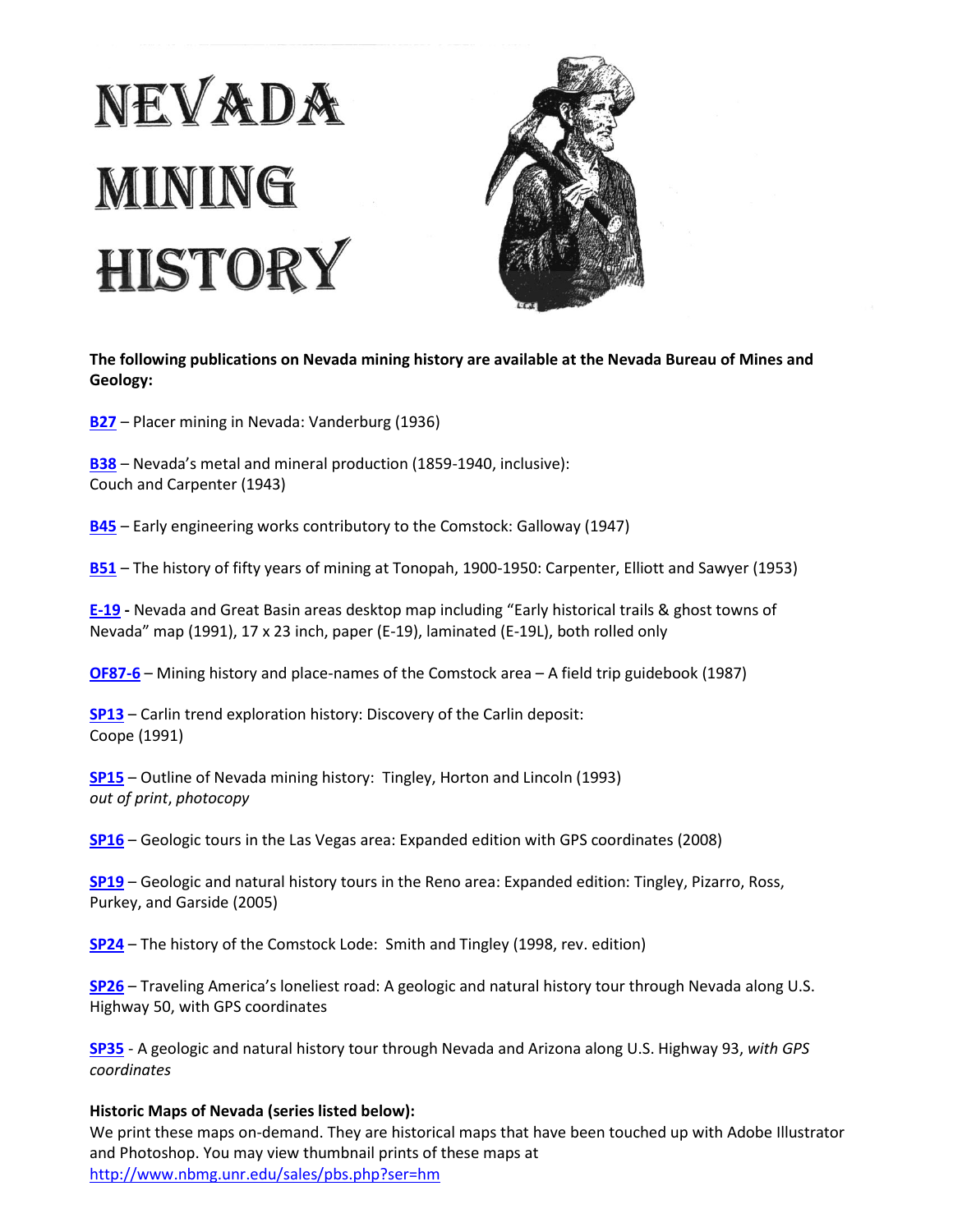# NEVADA MINING HISTORY

**The following publications on Nevada mining history are available at the Nevada Bureau of Mines and Geology:**

**B27** – Placer mining in Nevada: Vanderburg (1936)

**B38** – Nevada's metal and mineral production (1859-1940, inclusive): Couch and Carpenter (1943)

**B45** – Early engineering works contributory to the Comstock: Galloway (1947)

**B51** – The history of fifty years of mining at Tonopah, 1900-1950: Carpenter, Elliott and Sawyer (1953)

**E-19 -** Nevada and Great Basin areas desktop map including "Early historical trails & ghost towns of Nevada" map (1991), 17 x 23 inch, paper (E-19), laminated (E-19L), both rolled only

**OF87-6** – Mining history and place-names of the Comstock area – A field trip guidebook (1987)

**SP13** – Carlin trend exploration history: Discovery of the Carlin deposit: Coope (1991)

**SP15** – Outline of Nevada mining history: Tingley, Horton and Lincoln (1993)
*out of print*, *photocopy*

**SP16** – Geologic tours in the Las Vegas area: Expanded edition with GPS coordinates (2008)

**SP19** – Geologic and natural history tours in the Reno area: Expanded edition: Tingley, Pizarro, Ross, Purkey, and Garside (2005)

**SP24** – The history of the Comstock Lode: Smith and Tingley (1998, rev. edition)

**SP26** – Traveling America's loneliest road: A geologic and natural history tour through Nevada along U.S. Highway 50, with GPS coordinates

**SP35** - A geologic and natural history tour through Nevada and Arizona along U.S. Highway 93, *with GPS coordinates*

**Historic Maps of Nevada (series listed below):**
We print these maps on-demand. They are historical maps that have been touched up with Adobe Illustrator and Photoshop. You may view thumbnail prints of these maps at
http://www.nbmg.unr.edu/sales/pbs.php?ser=hm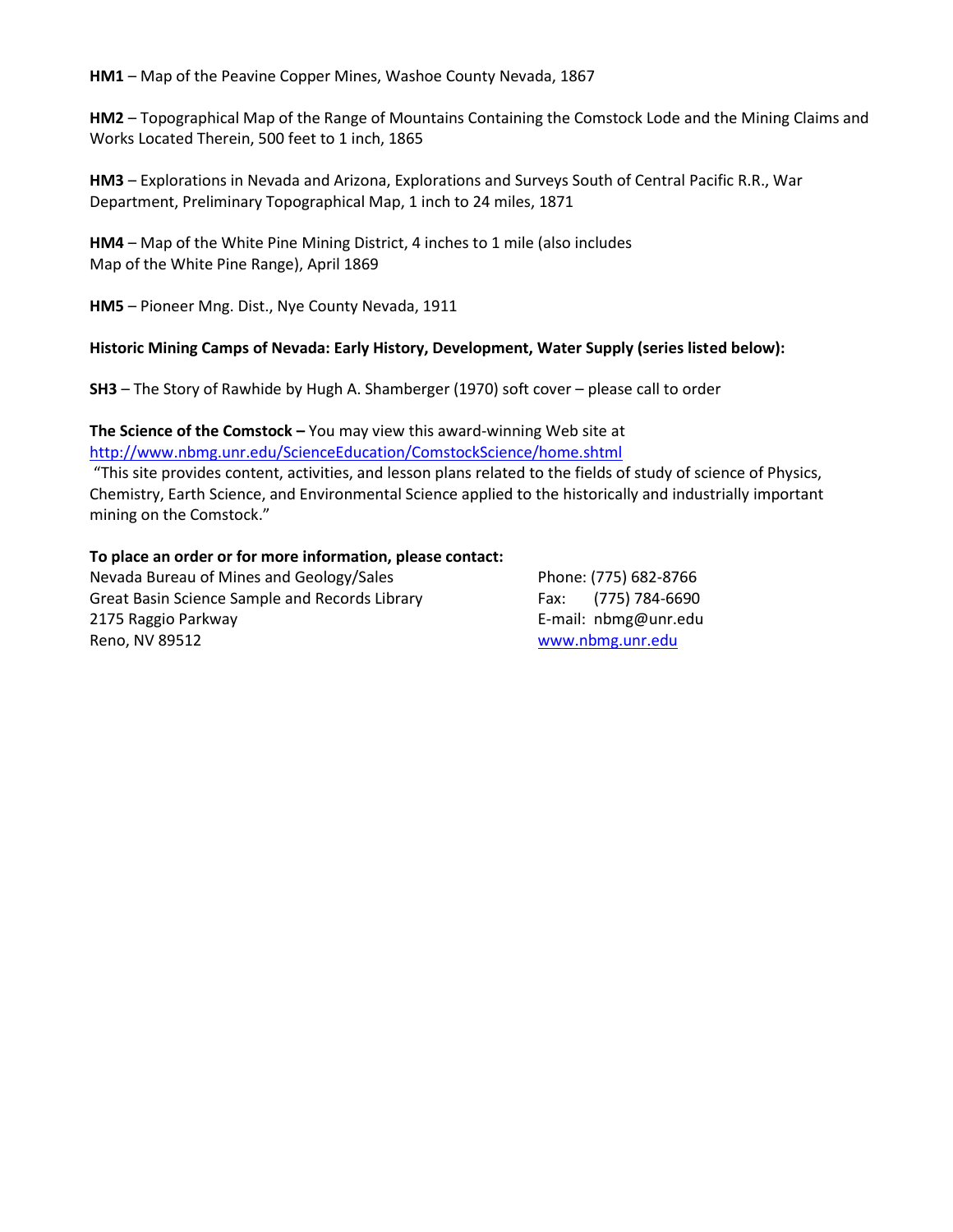**HM1** – Map of the Peavine Copper Mines, Washoe County Nevada, 1867

**HM2** – Topographical Map of the Range of Mountains Containing the Comstock Lode and the Mining Claims and Works Located Therein, 500 feet to 1 inch, 1865

**HM3** – Explorations in Nevada and Arizona, Explorations and Surveys South of Central Pacific R.R., War Department, Preliminary Topographical Map, 1 inch to 24 miles, 1871

**HM4** – Map of the White Pine Mining District, 4 inches to 1 mile (also includes Map of the White Pine Range), April 1869

**HM5** – Pioneer Mng. Dist., Nye County Nevada, 1911

**Historic Mining Camps of Nevada: Early History, Development, Water Supply (series listed below):**

**SH3** – The Story of Rawhide by Hugh A. Shamberger (1970) soft cover – please call to order

**The Science of the Comstock –** You may view this award-winning Web site at http://www.nbmg.unr.edu/ScienceEducation/ComstockScience/home.shtml
"This site provides content, activities, and lesson plans related to the fields of study of science of Physics, Chemistry, Earth Science, and Environmental Science applied to the historically and industrially important mining on the Comstock."

**To place an order or for more information, please contact:**

Nevada Bureau of Mines and Geology/Sales
Great Basin Science Sample and Records Library
2175 Raggio Parkway
Reno, NV 89512

Phone: (775) 682-8766
Fax: (775) 784-6690
E-mail: nbmg@unr.edu
www.nbmg.unr.edu